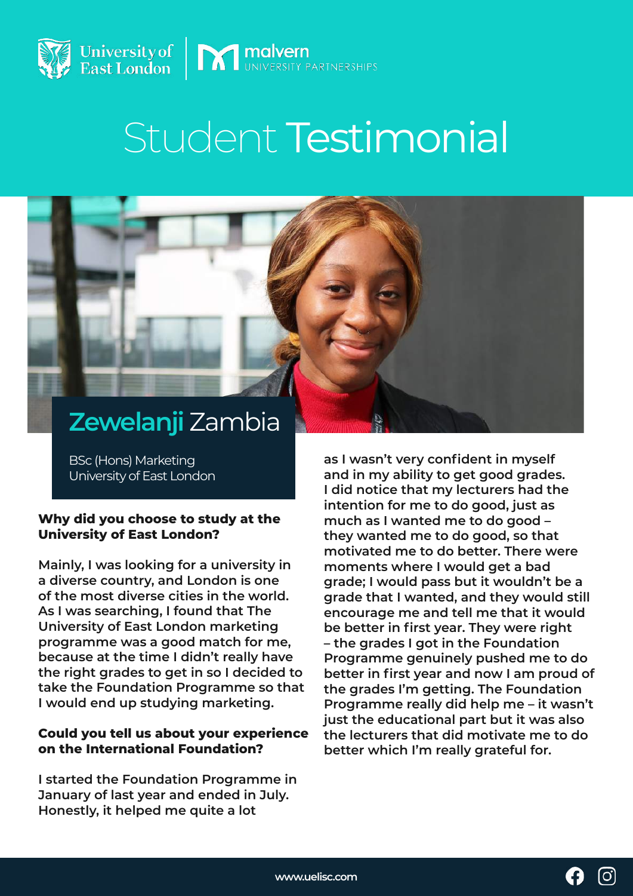University of East London | malvern UNIVERSITY PARTNERSHIPS

# Student Testimonial

## Zewelanji Zambia

BSc (Hons) Marketing
University of East London

**Why did you choose to study at the University of East London?**

Mainly, I was looking for a university in a diverse country, and London is one of the most diverse cities in the world. As I was searching, I found that The University of East London marketing programme was a good match for me, because at the time I didn't really have the right grades to get in so I decided to take the Foundation Programme so that I would end up studying marketing.

**Could you tell us about your experience on the International Foundation?**

I started the Foundation Programme in January of last year and ended in July. Honestly, it helped me quite a lot as I wasn't very confident in myself and in my ability to get good grades. I did notice that my lecturers had the intention for me to do good, just as much as I wanted me to do good – they wanted me to do good, so that motivated me to do better. There were moments where I would get a bad grade; I would pass but it wouldn't be a grade that I wanted, and they would still encourage me and tell me that it would be better in first year. They were right – the grades I got in the Foundation Programme genuinely pushed me to do better in first year and now I am proud of the grades I'm getting. The Foundation Programme really did help me – it wasn't just the educational part but it was also the lecturers that did motivate me to do better which I'm really grateful for.

www.uelisc.com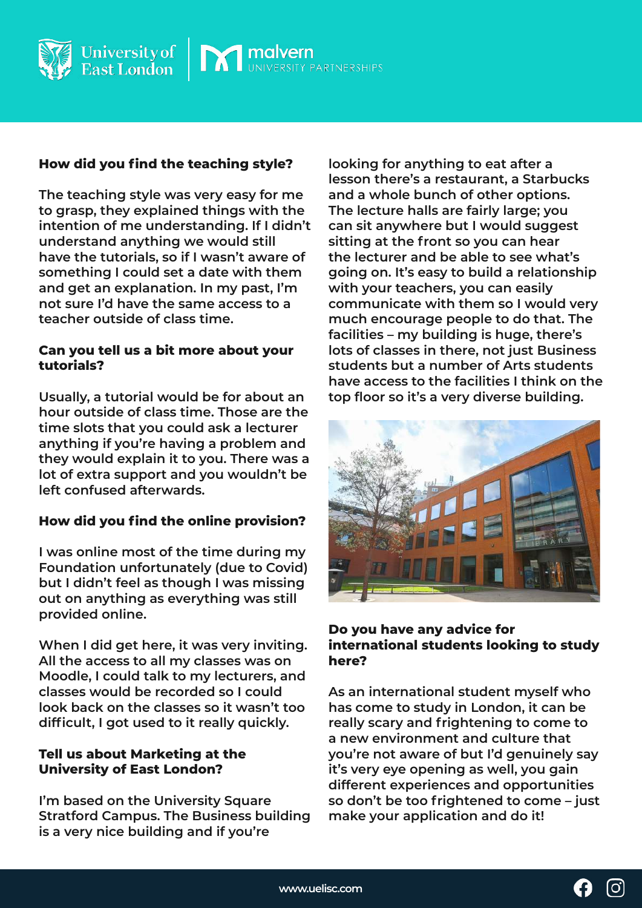**How did you find the teaching style?**

The teaching style was very easy for me to grasp, they explained things with the intention of me understanding. If I didn't understand anything we would still have the tutorials, so if I wasn't aware of something I could set a date with them and get an explanation. In my past, I'm not sure I'd have the same access to a teacher outside of class time.

**Can you tell us a bit more about your tutorials?**

Usually, a tutorial would be for about an hour outside of class time. Those are the time slots that you could ask a lecturer anything if you're having a problem and they would explain it to you. There was a lot of extra support and you wouldn't be left confused afterwards.

**How did you find the online provision?**

I was online most of the time during my Foundation unfortunately (due to Covid) but I didn't feel as though I was missing out on anything as everything was still provided online.

When I did get here, it was very inviting. All the access to all my classes was on Moodle, I could talk to my lecturers, and classes would be recorded so I could look back on the classes so it wasn't too difficult, I got used to it really quickly.

**Tell us about Marketing at the University of East London?**

I'm based on the University Square Stratford Campus. The Business building is a very nice building and if you're looking for anything to eat after a lesson there's a restaurant, a Starbucks and a whole bunch of other options. The lecture halls are fairly large; you can sit anywhere but I would suggest sitting at the front so you can hear the lecturer and be able to see what's going on. It's easy to build a relationship with your teachers, you can easily communicate with them so I would very much encourage people to do that. The facilities – my building is huge, there's lots of classes in there, not just Business students but a number of Arts students have access to the facilities I think on the top floor so it's a very diverse building.

**Do you have any advice for international students looking to study here?**

As an international student myself who has come to study in London, it can be really scary and frightening to come to a new environment and culture that you're not aware of but I'd genuinely say it's very eye opening as well, you gain different experiences and opportunities so don't be too frightened to come – just make your application and do it!